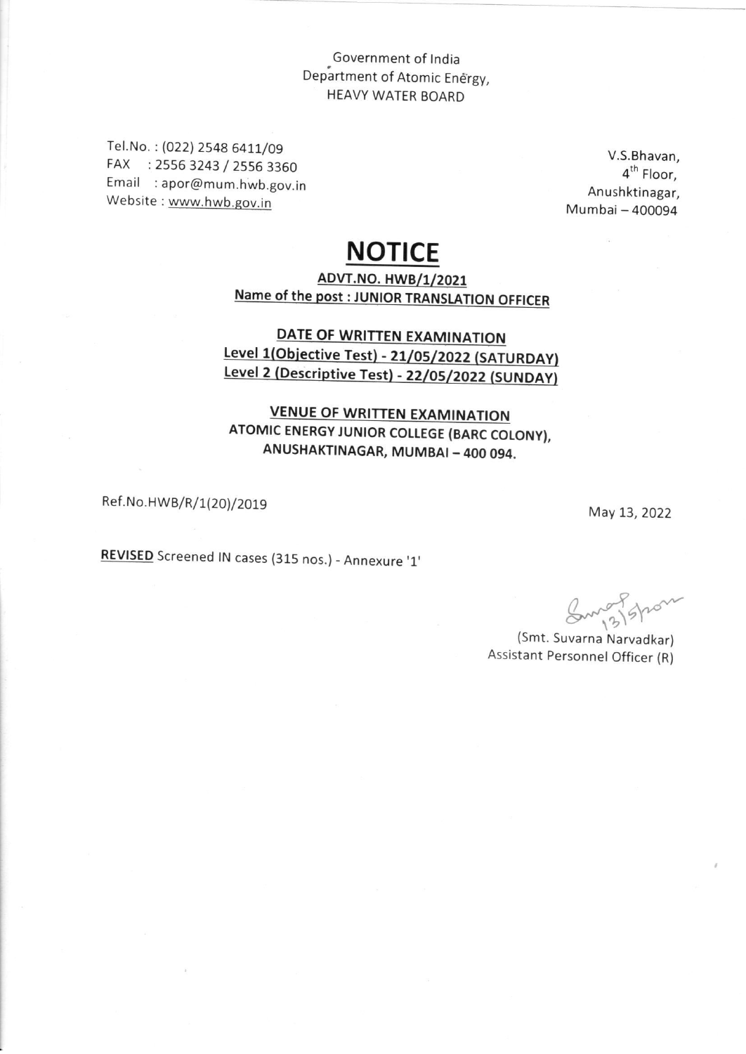Government of India
Department of Atomic Energy,
HEAVY WATER BOARD

Tel.No. : (022) 2548 6411/09
FAX : 2556 3243 / 2556 3360
Email : apor@mum.hwb.gov.in
Website : www.hwb.gov.in

V.S.Bhavan,
4th Floor,
Anushktinagar,
Mumbai – 400094

# NOTICE

**ADVT.NO. HWB/1/2021**
**Name of the post : JUNIOR TRANSLATION OFFICER**

**DATE OF WRITTEN EXAMINATION**
**Level 1(Objective Test) - 21/05/2022 (SATURDAY)**
**Level 2 (Descriptive Test) - 22/05/2022 (SUNDAY)**

**VENUE OF WRITTEN EXAMINATION**
**ATOMIC ENERGY JUNIOR COLLEGE (BARC COLONY), ANUSHAKTINAGAR, MUMBAI – 400 094.**

Ref.No.HWB/R/1(20)/2019

May 13, 2022

**REVISED** Screened IN cases (315 nos.) - Annexure '1'

(Smt. Suvarna Narvadkar)
Assistant Personnel Officer (R)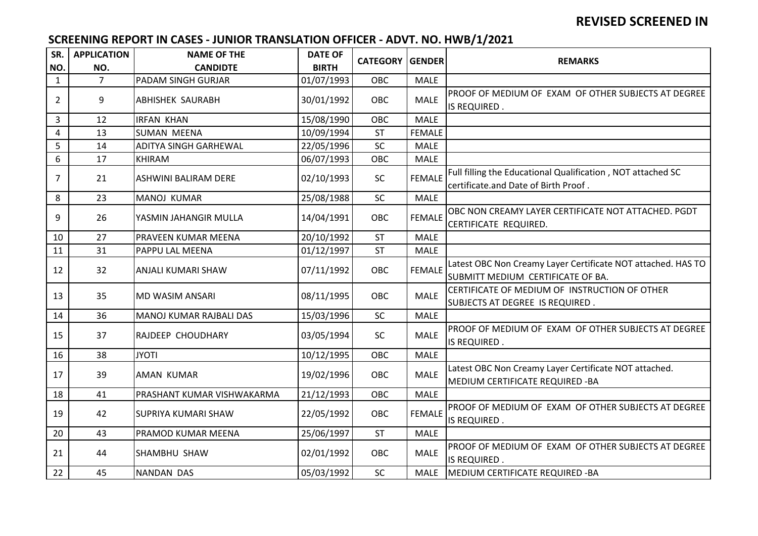**REVISED SCREENED IN**

## SCREENING REPORT IN CASES - JUNIOR TRANSLATION OFFICER - ADVT. NO. HWB/1/2021

| SR. NO. | APPLICATION NO. | NAME OF THE CANDIDTE | DATE OF BIRTH | CATEGORY | GENDER | REMARKS |
|---|---|---|---|---|---|---|
| 1 | 7 | PADAM SINGH GURJAR | 01/07/1993 | OBC | MALE | |
| 2 | 9 | ABHISHEK SAURABH | 30/01/1992 | OBC | MALE | PROOF OF MEDIUM OF EXAM OF OTHER SUBJECTS AT DEGREE IS REQUIRED . |
| 3 | 12 | IRFAN KHAN | 15/08/1990 | OBC | MALE | |
| 4 | 13 | SUMAN MEENA | 10/09/1994 | ST | FEMALE | |
| 5 | 14 | ADITYA SINGH GARHEWAL | 22/05/1996 | SC | MALE | |
| 6 | 17 | KHIRAM | 06/07/1993 | OBC | MALE | |
| 7 | 21 | ASHWINI BALIRAM DERE | 02/10/1993 | SC | FEMALE | Full filling the Educational Qualification , NOT attached SC certificate.and Date of Birth Proof . |
| 8 | 23 | MANOJ KUMAR | 25/08/1988 | SC | MALE | |
| 9 | 26 | YASMIN JAHANGIR MULLA | 14/04/1991 | OBC | FEMALE | OBC NON CREAMY LAYER CERTIFICATE NOT ATTACHED. PGDT CERTIFICATE REQUIRED. |
| 10 | 27 | PRAVEEN KUMAR MEENA | 20/10/1992 | ST | MALE | |
| 11 | 31 | PAPPU LAL MEENA | 01/12/1997 | ST | MALE | |
| 12 | 32 | ANJALI KUMARI SHAW | 07/11/1992 | OBC | FEMALE | Latest OBC Non Creamy Layer Certificate NOT attached. HAS TO SUBMITT MEDIUM CERTIFICATE OF BA. |
| 13 | 35 | MD WASIM ANSARI | 08/11/1995 | OBC | MALE | CERTIFICATE OF MEDIUM OF INSTRUCTION OF OTHER SUBJECTS AT DEGREE IS REQUIRED . |
| 14 | 36 | MANOJ KUMAR RAJBALI DAS | 15/03/1996 | SC | MALE | |
| 15 | 37 | RAJDEEP CHOUDHARY | 03/05/1994 | SC | MALE | PROOF OF MEDIUM OF EXAM OF OTHER SUBJECTS AT DEGREE IS REQUIRED . |
| 16 | 38 | JYOTI | 10/12/1995 | OBC | MALE | |
| 17 | 39 | AMAN KUMAR | 19/02/1996 | OBC | MALE | Latest OBC Non Creamy Layer Certificate NOT attached. MEDIUM CERTIFICATE REQUIRED -BA |
| 18 | 41 | PRASHANT KUMAR VISHWAKARMA | 21/12/1993 | OBC | MALE | |
| 19 | 42 | SUPRIYA KUMARI SHAW | 22/05/1992 | OBC | FEMALE | PROOF OF MEDIUM OF EXAM OF OTHER SUBJECTS AT DEGREE IS REQUIRED . |
| 20 | 43 | PRAMOD KUMAR MEENA | 25/06/1997 | ST | MALE | |
| 21 | 44 | SHAMBHU SHAW | 02/01/1992 | OBC | MALE | PROOF OF MEDIUM OF EXAM OF OTHER SUBJECTS AT DEGREE IS REQUIRED . |
| 22 | 45 | NANDAN DAS | 05/03/1992 | SC | MALE | MEDIUM CERTIFICATE REQUIRED -BA |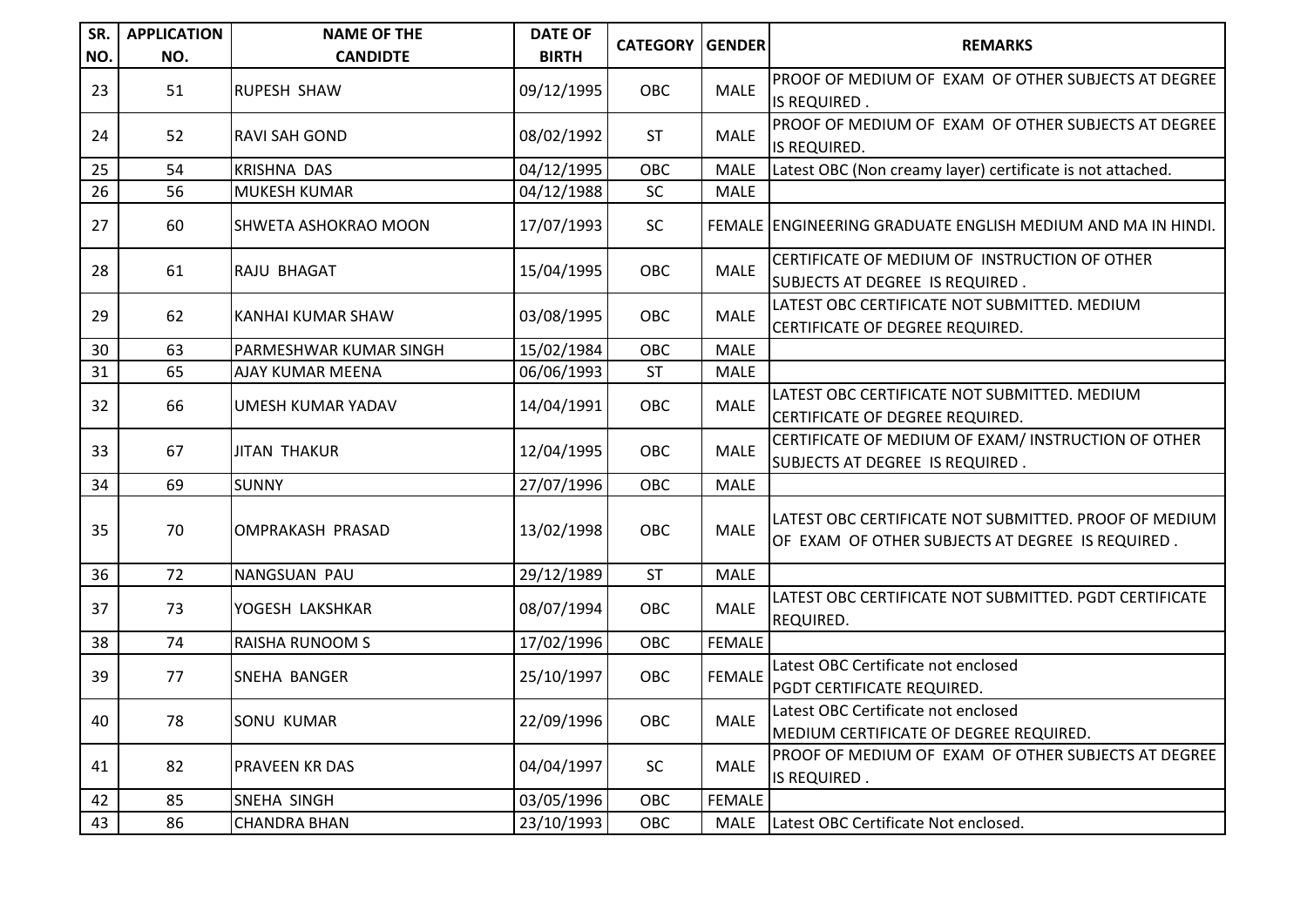| SR. NO. | APPLICATION NO. | NAME OF THE CANDIDTE | DATE OF BIRTH | CATEGORY | GENDER | REMARKS |
|---|---|---|---|---|---|---|
| 23 | 51 | RUPESH SHAW | 09/12/1995 | OBC | MALE | PROOF OF MEDIUM OF EXAM OF OTHER SUBJECTS AT DEGREE IS REQUIRED . |
| 24 | 52 | RAVI SAH GOND | 08/02/1992 | ST | MALE | PROOF OF MEDIUM OF EXAM OF OTHER SUBJECTS AT DEGREE IS REQUIRED. |
| 25 | 54 | KRISHNA DAS | 04/12/1995 | OBC | MALE | Latest OBC (Non creamy layer) certificate is not attached. |
| 26 | 56 | MUKESH KUMAR | 04/12/1988 | SC | MALE | |
| 27 | 60 | SHWETA ASHOKRAO MOON | 17/07/1993 | SC | FEMALE | ENGINEERING GRADUATE ENGLISH MEDIUM AND MA IN HINDI. |
| 28 | 61 | RAJU BHAGAT | 15/04/1995 | OBC | MALE | CERTIFICATE OF MEDIUM OF INSTRUCTION OF OTHER SUBJECTS AT DEGREE IS REQUIRED . |
| 29 | 62 | KANHAI KUMAR SHAW | 03/08/1995 | OBC | MALE | LATEST OBC CERTIFICATE NOT SUBMITTED. MEDIUM CERTIFICATE OF DEGREE REQUIRED. |
| 30 | 63 | PARMESHWAR KUMAR SINGH | 15/02/1984 | OBC | MALE | |
| 31 | 65 | AJAY KUMAR MEENA | 06/06/1993 | ST | MALE | |
| 32 | 66 | UMESH KUMAR YADAV | 14/04/1991 | OBC | MALE | LATEST OBC CERTIFICATE NOT SUBMITTED. MEDIUM CERTIFICATE OF DEGREE REQUIRED. |
| 33 | 67 | JITAN THAKUR | 12/04/1995 | OBC | MALE | CERTIFICATE OF MEDIUM OF EXAM/ INSTRUCTION OF OTHER SUBJECTS AT DEGREE IS REQUIRED . |
| 34 | 69 | SUNNY | 27/07/1996 | OBC | MALE | |
| 35 | 70 | OMPRAKASH PRASAD | 13/02/1998 | OBC | MALE | LATEST OBC CERTIFICATE NOT SUBMITTED. PROOF OF MEDIUM OF EXAM OF OTHER SUBJECTS AT DEGREE IS REQUIRED . |
| 36 | 72 | NANGSUAN PAU | 29/12/1989 | ST | MALE | |
| 37 | 73 | YOGESH LAKSHKAR | 08/07/1994 | OBC | MALE | LATEST OBC CERTIFICATE NOT SUBMITTED. PGDT CERTIFICATE REQUIRED. |
| 38 | 74 | RAISHA RUNOOM S | 17/02/1996 | OBC | FEMALE | |
| 39 | 77 | SNEHA BANGER | 25/10/1997 | OBC | FEMALE | Latest OBC Certificate not enclosed PGDT CERTIFICATE REQUIRED. |
| 40 | 78 | SONU KUMAR | 22/09/1996 | OBC | MALE | Latest OBC Certificate not enclosed MEDIUM CERTIFICATE OF DEGREE REQUIRED. |
| 41 | 82 | PRAVEEN KR DAS | 04/04/1997 | SC | MALE | PROOF OF MEDIUM OF EXAM OF OTHER SUBJECTS AT DEGREE IS REQUIRED . |
| 42 | 85 | SNEHA SINGH | 03/05/1996 | OBC | FEMALE | |
| 43 | 86 | CHANDRA BHAN | 23/10/1993 | OBC | MALE | Latest OBC Certificate Not enclosed. |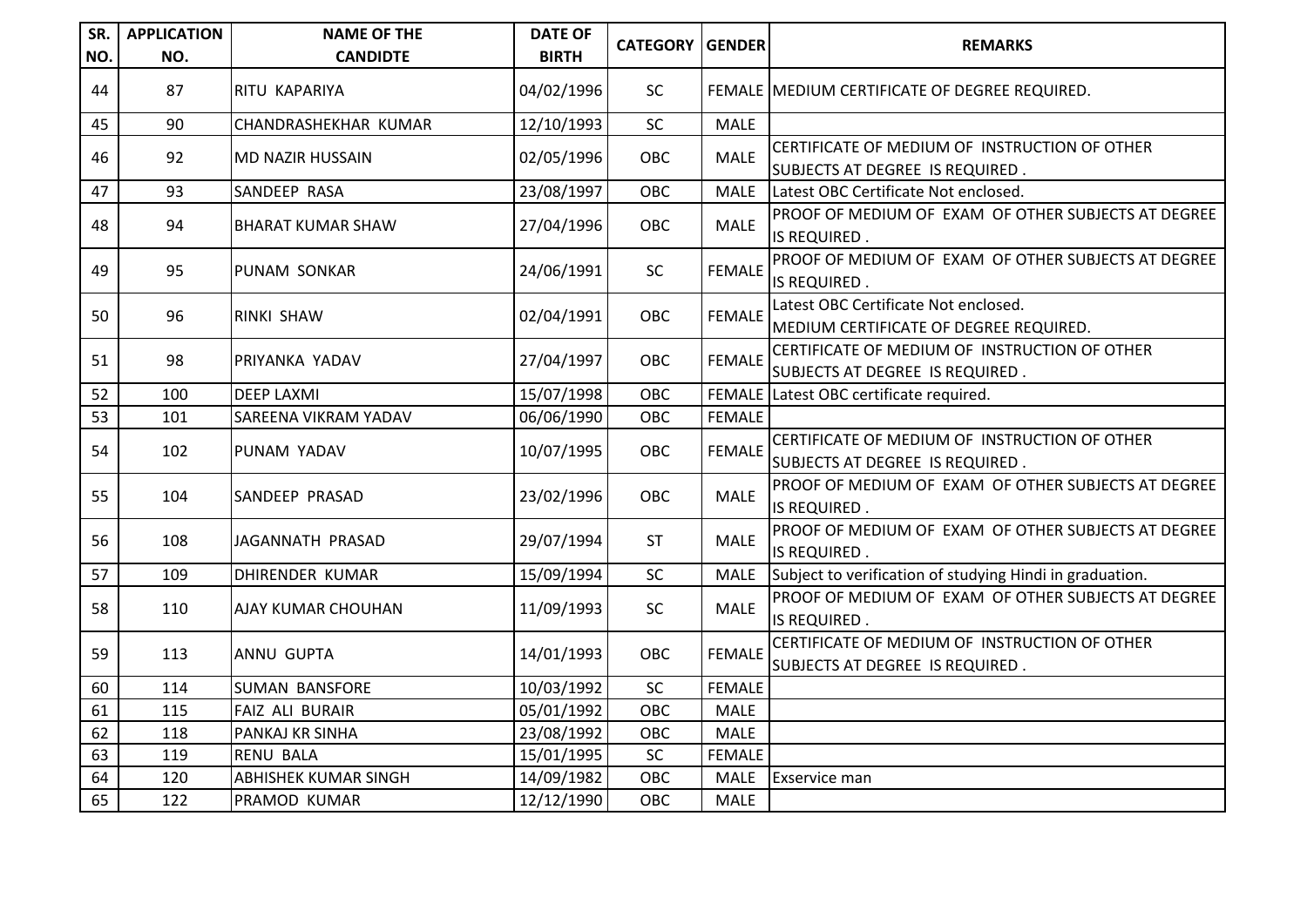| SR. NO. | APPLICATION NO. | NAME OF THE CANDIDTE | DATE OF BIRTH | CATEGORY | GENDER | REMARKS |
|---|---|---|---|---|---|---|
| 44 | 87 | RITU KAPARIYA | 04/02/1996 | SC | FEMALE | MEDIUM CERTIFICATE OF DEGREE REQUIRED. |
| 45 | 90 | CHANDRASHEKHAR KUMAR | 12/10/1993 | SC | MALE | |
| 46 | 92 | MD NAZIR HUSSAIN | 02/05/1996 | OBC | MALE | CERTIFICATE OF MEDIUM OF INSTRUCTION OF OTHER SUBJECTS AT DEGREE IS REQUIRED . |
| 47 | 93 | SANDEEP RASA | 23/08/1997 | OBC | MALE | Latest OBC Certificate Not enclosed. |
| 48 | 94 | BHARAT KUMAR SHAW | 27/04/1996 | OBC | MALE | PROOF OF MEDIUM OF EXAM OF OTHER SUBJECTS AT DEGREE IS REQUIRED . |
| 49 | 95 | PUNAM SONKAR | 24/06/1991 | SC | FEMALE | PROOF OF MEDIUM OF EXAM OF OTHER SUBJECTS AT DEGREE IS REQUIRED . |
| 50 | 96 | RINKI SHAW | 02/04/1991 | OBC | FEMALE | Latest OBC Certificate Not enclosed. MEDIUM CERTIFICATE OF DEGREE REQUIRED. |
| 51 | 98 | PRIYANKA YADAV | 27/04/1997 | OBC | FEMALE | CERTIFICATE OF MEDIUM OF INSTRUCTION OF OTHER SUBJECTS AT DEGREE IS REQUIRED . |
| 52 | 100 | DEEP LAXMI | 15/07/1998 | OBC | FEMALE | Latest OBC certificate required. |
| 53 | 101 | SAREENA VIKRAM YADAV | 06/06/1990 | OBC | FEMALE | |
| 54 | 102 | PUNAM YADAV | 10/07/1995 | OBC | FEMALE | CERTIFICATE OF MEDIUM OF INSTRUCTION OF OTHER SUBJECTS AT DEGREE IS REQUIRED . |
| 55 | 104 | SANDEEP PRASAD | 23/02/1996 | OBC | MALE | PROOF OF MEDIUM OF EXAM OF OTHER SUBJECTS AT DEGREE IS REQUIRED . |
| 56 | 108 | JAGANNATH PRASAD | 29/07/1994 | ST | MALE | PROOF OF MEDIUM OF EXAM OF OTHER SUBJECTS AT DEGREE IS REQUIRED . |
| 57 | 109 | DHIRENDER KUMAR | 15/09/1994 | SC | MALE | Subject to verification of studying Hindi in graduation. |
| 58 | 110 | AJAY KUMAR CHOUHAN | 11/09/1993 | SC | MALE | PROOF OF MEDIUM OF EXAM OF OTHER SUBJECTS AT DEGREE IS REQUIRED . |
| 59 | 113 | ANNU GUPTA | 14/01/1993 | OBC | FEMALE | CERTIFICATE OF MEDIUM OF INSTRUCTION OF OTHER SUBJECTS AT DEGREE IS REQUIRED . |
| 60 | 114 | SUMAN BANSFORE | 10/03/1992 | SC | FEMALE | |
| 61 | 115 | FAIZ ALI BURAIR | 05/01/1992 | OBC | MALE | |
| 62 | 118 | PANKAJ KR SINHA | 23/08/1992 | OBC | MALE | |
| 63 | 119 | RENU BALA | 15/01/1995 | SC | FEMALE | |
| 64 | 120 | ABHISHEK KUMAR SINGH | 14/09/1982 | OBC | MALE | Exservice man |
| 65 | 122 | PRAMOD KUMAR | 12/12/1990 | OBC | MALE | |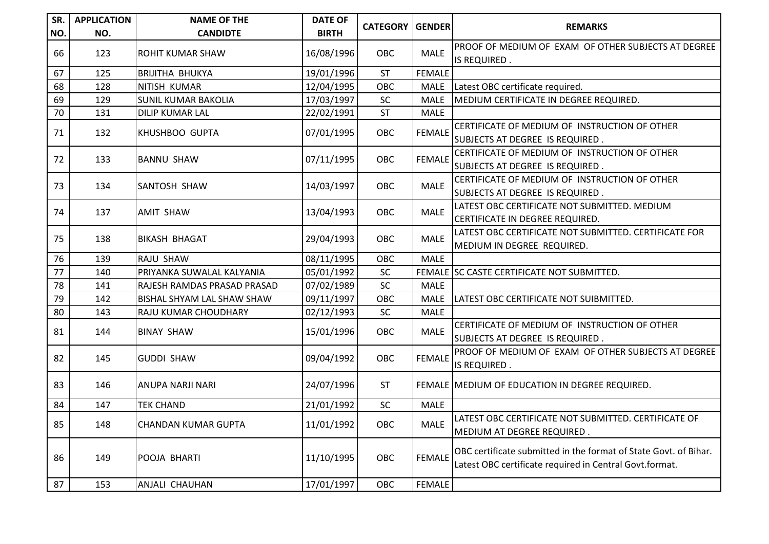| SR. NO. | APPLICATION NO. | NAME OF THE CANDIDTE | DATE OF BIRTH | CATEGORY | GENDER | REMARKS |
|---|---|---|---|---|---|---|
| 66 | 123 | ROHIT KUMAR SHAW | 16/08/1996 | OBC | MALE | PROOF OF MEDIUM OF EXAM OF OTHER SUBJECTS AT DEGREE IS REQUIRED . |
| 67 | 125 | BRIJITHA BHUKYA | 19/01/1996 | ST | FEMALE | |
| 68 | 128 | NITISH KUMAR | 12/04/1995 | OBC | MALE | Latest OBC certificate required. |
| 69 | 129 | SUNIL KUMAR BAKOLIA | 17/03/1997 | SC | MALE | MEDIUM CERTIFICATE IN DEGREE REQUIRED. |
| 70 | 131 | DILIP KUMAR LAL | 22/02/1991 | ST | MALE | |
| 71 | 132 | KHUSHBOO GUPTA | 07/01/1995 | OBC | FEMALE | CERTIFICATE OF MEDIUM OF INSTRUCTION OF OTHER SUBJECTS AT DEGREE IS REQUIRED . |
| 72 | 133 | BANNU SHAW | 07/11/1995 | OBC | FEMALE | CERTIFICATE OF MEDIUM OF INSTRUCTION OF OTHER SUBJECTS AT DEGREE IS REQUIRED . |
| 73 | 134 | SANTOSH SHAW | 14/03/1997 | OBC | MALE | CERTIFICATE OF MEDIUM OF INSTRUCTION OF OTHER SUBJECTS AT DEGREE IS REQUIRED . |
| 74 | 137 | AMIT SHAW | 13/04/1993 | OBC | MALE | LATEST OBC CERTIFICATE NOT SUBMITTED. MEDIUM CERTIFICATE IN DEGREE REQUIRED. |
| 75 | 138 | BIKASH BHAGAT | 29/04/1993 | OBC | MALE | LATEST OBC CERTIFICATE NOT SUBMITTED. CERTIFICATE FOR MEDIUM IN DEGREE REQUIRED. |
| 76 | 139 | RAJU SHAW | 08/11/1995 | OBC | MALE | |
| 77 | 140 | PRIYANKA SUWALAL KALYANIA | 05/01/1992 | SC | FEMALE | SC CASTE CERTIFICATE NOT SUBMITTED. |
| 78 | 141 | RAJESH RAMDAS PRASAD PRASAD | 07/02/1989 | SC | MALE | |
| 79 | 142 | BISHAL SHYAM LAL SHAW SHAW | 09/11/1997 | OBC | MALE | LATEST OBC CERTIFICATE NOT SUIBMITTED. |
| 80 | 143 | RAJU KUMAR CHOUDHARY | 02/12/1993 | SC | MALE | |
| 81 | 144 | BINAY SHAW | 15/01/1996 | OBC | MALE | CERTIFICATE OF MEDIUM OF INSTRUCTION OF OTHER SUBJECTS AT DEGREE IS REQUIRED . |
| 82 | 145 | GUDDI SHAW | 09/04/1992 | OBC | FEMALE | PROOF OF MEDIUM OF EXAM OF OTHER SUBJECTS AT DEGREE IS REQUIRED . |
| 83 | 146 | ANUPA NARJI NARI | 24/07/1996 | ST | FEMALE | MEDIUM OF EDUCATION IN DEGREE REQUIRED. |
| 84 | 147 | TEK CHAND | 21/01/1992 | SC | MALE | |
| 85 | 148 | CHANDAN KUMAR GUPTA | 11/01/1992 | OBC | MALE | LATEST OBC CERTIFICATE NOT SUBMITTED. CERTIFICATE OF MEDIUM AT DEGREE REQUIRED . |
| 86 | 149 | POOJA BHARTI | 11/10/1995 | OBC | FEMALE | OBC certificate submitted in the format of State Govt. of Bihar. Latest OBC certificate required in Central Govt.format. |
| 87 | 153 | ANJALI CHAUHAN | 17/01/1997 | OBC | FEMALE | |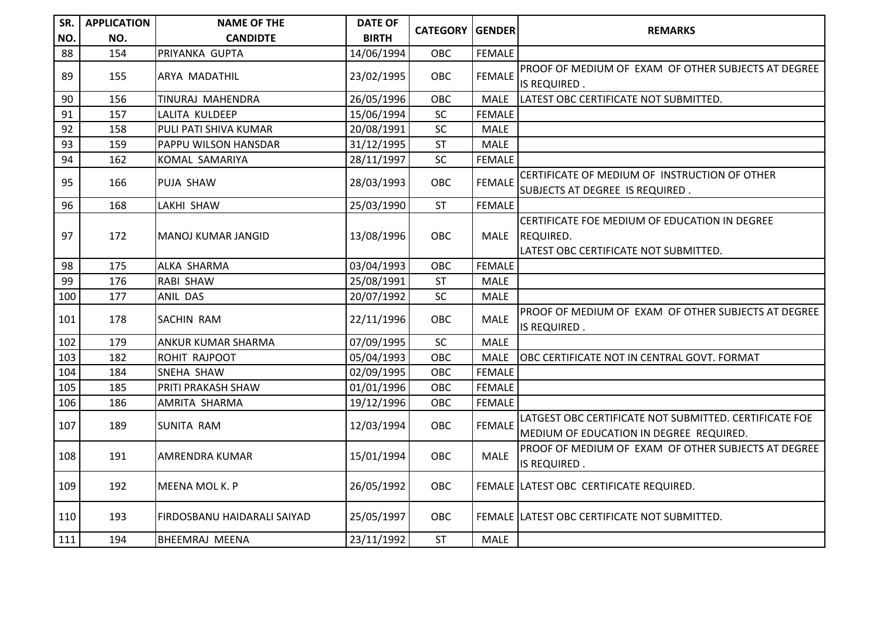| SR. NO. | APPLICATION NO. | NAME OF THE CANDIDTE | DATE OF BIRTH | CATEGORY | GENDER | REMARKS |
|---|---|---|---|---|---|---|
| 88 | 154 | PRIYANKA GUPTA | 14/06/1994 | OBC | FEMALE | |
| 89 | 155 | ARYA MADATHIL | 23/02/1995 | OBC | FEMALE | PROOF OF MEDIUM OF EXAM OF OTHER SUBJECTS AT DEGREE IS REQUIRED . |
| 90 | 156 | TINURAJ MAHENDRA | 26/05/1996 | OBC | MALE | LATEST OBC CERTIFICATE NOT SUBMITTED. |
| 91 | 157 | LALITA KULDEEP | 15/06/1994 | SC | FEMALE | |
| 92 | 158 | PULI PATI SHIVA KUMAR | 20/08/1991 | SC | MALE | |
| 93 | 159 | PAPPU WILSON HANSDAR | 31/12/1995 | ST | MALE | |
| 94 | 162 | KOMAL SAMARIYA | 28/11/1997 | SC | FEMALE | |
| 95 | 166 | PUJA SHAW | 28/03/1993 | OBC | FEMALE | CERTIFICATE OF MEDIUM OF INSTRUCTION OF OTHER SUBJECTS AT DEGREE IS REQUIRED . |
| 96 | 168 | LAKHI SHAW | 25/03/1990 | ST | FEMALE | |
| 97 | 172 | MANOJ KUMAR JANGID | 13/08/1996 | OBC | MALE | CERTIFICATE FOE MEDIUM OF EDUCATION IN DEGREE REQUIRED. LATEST OBC CERTIFICATE NOT SUBMITTED. |
| 98 | 175 | ALKA SHARMA | 03/04/1993 | OBC | FEMALE | |
| 99 | 176 | RABI SHAW | 25/08/1991 | ST | MALE | |
| 100 | 177 | ANIL DAS | 20/07/1992 | SC | MALE | |
| 101 | 178 | SACHIN RAM | 22/11/1996 | OBC | MALE | PROOF OF MEDIUM OF EXAM OF OTHER SUBJECTS AT DEGREE IS REQUIRED . |
| 102 | 179 | ANKUR KUMAR SHARMA | 07/09/1995 | SC | MALE | |
| 103 | 182 | ROHIT RAJPOOT | 05/04/1993 | OBC | MALE | OBC CERTIFICATE NOT IN CENTRAL GOVT. FORMAT |
| 104 | 184 | SNEHA SHAW | 02/09/1995 | OBC | FEMALE | |
| 105 | 185 | PRITI PRAKASH SHAW | 01/01/1996 | OBC | FEMALE | |
| 106 | 186 | AMRITA SHARMA | 19/12/1996 | OBC | FEMALE | |
| 107 | 189 | SUNITA RAM | 12/03/1994 | OBC | FEMALE | LATGEST OBC CERTIFICATE NOT SUBMITTED. CERTIFICATE FOE MEDIUM OF EDUCATION IN DEGREE REQUIRED. |
| 108 | 191 | AMRENDRA KUMAR | 15/01/1994 | OBC | MALE | PROOF OF MEDIUM OF EXAM OF OTHER SUBJECTS AT DEGREE IS REQUIRED . |
| 109 | 192 | MEENA MOL K. P | 26/05/1992 | OBC | FEMALE | LATEST OBC CERTIFICATE REQUIRED. |
| 110 | 193 | FIRDOSBANU HAIDARALI SAIYAD | 25/05/1997 | OBC | FEMALE | LATEST OBC CERTIFICATE NOT SUBMITTED. |
| 111 | 194 | BHEEMRAJ MEENA | 23/11/1992 | ST | MALE | |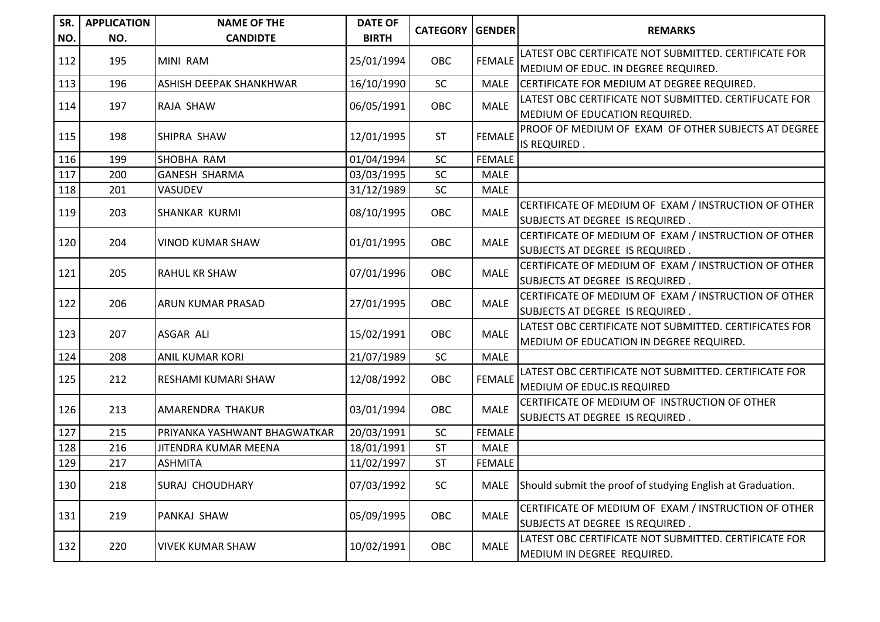| SR. NO. | APPLICATION NO. | NAME OF THE CANDIDTE | DATE OF BIRTH | CATEGORY | GENDER | REMARKS |
|---|---|---|---|---|---|---|
| 112 | 195 | MINI RAM | 25/01/1994 | OBC | FEMALE | LATEST OBC CERTIFICATE NOT SUBMITTED. CERTIFICATE FOR MEDIUM OF EDUC. IN DEGREE REQUIRED. |
| 113 | 196 | ASHISH DEEPAK SHANKHWAR | 16/10/1990 | SC | MALE | CERTIFICATE FOR MEDIUM AT DEGREE REQUIRED. |
| 114 | 197 | RAJA SHAW | 06/05/1991 | OBC | MALE | LATEST OBC CERTIFICATE NOT SUBMITTED. CERTIFUCATE FOR MEDIUM OF EDUCATION REQUIRED. |
| 115 | 198 | SHIPRA SHAW | 12/01/1995 | ST | FEMALE | PROOF OF MEDIUM OF EXAM OF OTHER SUBJECTS AT DEGREE IS REQUIRED . |
| 116 | 199 | SHOBHA RAM | 01/04/1994 | SC | FEMALE | |
| 117 | 200 | GANESH SHARMA | 03/03/1995 | SC | MALE | |
| 118 | 201 | VASUDEV | 31/12/1989 | SC | MALE | |
| 119 | 203 | SHANKAR KURMI | 08/10/1995 | OBC | MALE | CERTIFICATE OF MEDIUM OF EXAM / INSTRUCTION OF OTHER SUBJECTS AT DEGREE IS REQUIRED . |
| 120 | 204 | VINOD KUMAR SHAW | 01/01/1995 | OBC | MALE | CERTIFICATE OF MEDIUM OF EXAM / INSTRUCTION OF OTHER SUBJECTS AT DEGREE IS REQUIRED . |
| 121 | 205 | RAHUL KR SHAW | 07/01/1996 | OBC | MALE | CERTIFICATE OF MEDIUM OF EXAM / INSTRUCTION OF OTHER SUBJECTS AT DEGREE IS REQUIRED . |
| 122 | 206 | ARUN KUMAR PRASAD | 27/01/1995 | OBC | MALE | CERTIFICATE OF MEDIUM OF EXAM / INSTRUCTION OF OTHER SUBJECTS AT DEGREE IS REQUIRED . |
| 123 | 207 | ASGAR ALI | 15/02/1991 | OBC | MALE | LATEST OBC CERTIFICATE NOT SUBMITTED. CERTIFICATES FOR MEDIUM OF EDUCATION IN DEGREE REQUIRED. |
| 124 | 208 | ANIL KUMAR KORI | 21/07/1989 | SC | MALE | |
| 125 | 212 | RESHAMI KUMARI SHAW | 12/08/1992 | OBC | FEMALE | LATEST OBC CERTIFICATE NOT SUBMITTED. CERTIFICATE FOR MEDIUM OF EDUC.IS REQUIRED |
| 126 | 213 | AMARENDRA THAKUR | 03/01/1994 | OBC | MALE | CERTIFICATE OF MEDIUM OF INSTRUCTION OF OTHER SUBJECTS AT DEGREE IS REQUIRED . |
| 127 | 215 | PRIYANKA YASHWANT BHAGWATKAR | 20/03/1991 | SC | FEMALE | |
| 128 | 216 | JITENDRA KUMAR MEENA | 18/01/1991 | ST | MALE | |
| 129 | 217 | ASHMITA | 11/02/1997 | ST | FEMALE | |
| 130 | 218 | SURAJ CHOUDHARY | 07/03/1992 | SC | MALE | Should submit the proof of studying English at Graduation. |
| 131 | 219 | PANKAJ SHAW | 05/09/1995 | OBC | MALE | CERTIFICATE OF MEDIUM OF EXAM / INSTRUCTION OF OTHER SUBJECTS AT DEGREE IS REQUIRED . |
| 132 | 220 | VIVEK KUMAR SHAW | 10/02/1991 | OBC | MALE | LATEST OBC CERTIFICATE NOT SUBMITTED. CERTIFICATE FOR MEDIUM IN DEGREE REQUIRED. |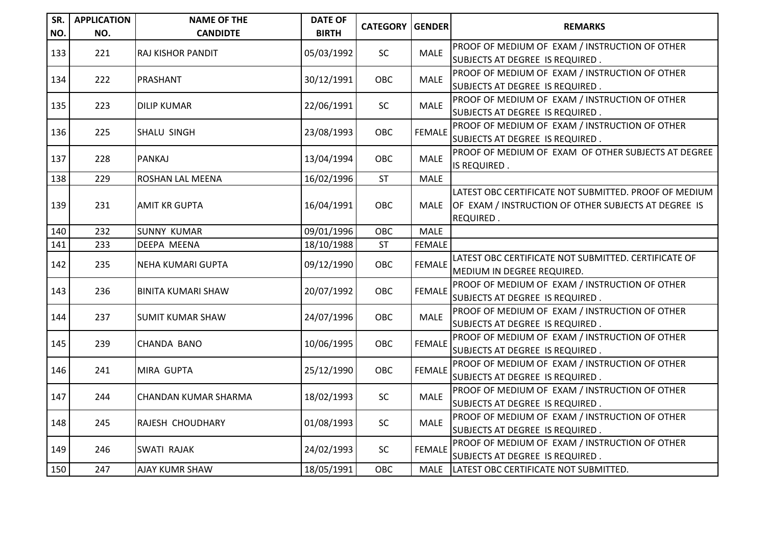| SR. NO. | APPLICATION NO. | NAME OF THE CANDIDTE | DATE OF BIRTH | CATEGORY | GENDER | REMARKS |
|---|---|---|---|---|---|---|
| 133 | 221 | RAJ KISHOR PANDIT | 05/03/1992 | SC | MALE | PROOF OF MEDIUM OF EXAM / INSTRUCTION OF OTHER SUBJECTS AT DEGREE IS REQUIRED . |
| 134 | 222 | PRASHANT | 30/12/1991 | OBC | MALE | PROOF OF MEDIUM OF EXAM / INSTRUCTION OF OTHER SUBJECTS AT DEGREE IS REQUIRED . |
| 135 | 223 | DILIP KUMAR | 22/06/1991 | SC | MALE | PROOF OF MEDIUM OF EXAM / INSTRUCTION OF OTHER SUBJECTS AT DEGREE IS REQUIRED . |
| 136 | 225 | SHALU SINGH | 23/08/1993 | OBC | FEMALE | PROOF OF MEDIUM OF EXAM / INSTRUCTION OF OTHER SUBJECTS AT DEGREE IS REQUIRED . |
| 137 | 228 | PANKAJ | 13/04/1994 | OBC | MALE | PROOF OF MEDIUM OF EXAM OF OTHER SUBJECTS AT DEGREE IS REQUIRED . |
| 138 | 229 | ROSHAN LAL MEENA | 16/02/1996 | ST | MALE | |
| 139 | 231 | AMIT KR GUPTA | 16/04/1991 | OBC | MALE | LATEST OBC CERTIFICATE NOT SUBMITTED. PROOF OF MEDIUM OF EXAM / INSTRUCTION OF OTHER SUBJECTS AT DEGREE IS REQUIRED . |
| 140 | 232 | SUNNY KUMAR | 09/01/1996 | OBC | MALE | |
| 141 | 233 | DEEPA MEENA | 18/10/1988 | ST | FEMALE | |
| 142 | 235 | NEHA KUMARI GUPTA | 09/12/1990 | OBC | FEMALE | LATEST OBC CERTIFICATE NOT SUBMITTED. CERTIFICATE OF MEDIUM IN DEGREE REQUIRED. |
| 143 | 236 | BINITA KUMARI SHAW | 20/07/1992 | OBC | FEMALE | PROOF OF MEDIUM OF EXAM / INSTRUCTION OF OTHER SUBJECTS AT DEGREE IS REQUIRED . |
| 144 | 237 | SUMIT KUMAR SHAW | 24/07/1996 | OBC | MALE | PROOF OF MEDIUM OF EXAM / INSTRUCTION OF OTHER SUBJECTS AT DEGREE IS REQUIRED . |
| 145 | 239 | CHANDA BANO | 10/06/1995 | OBC | FEMALE | PROOF OF MEDIUM OF EXAM / INSTRUCTION OF OTHER SUBJECTS AT DEGREE IS REQUIRED . |
| 146 | 241 | MIRA GUPTA | 25/12/1990 | OBC | FEMALE | PROOF OF MEDIUM OF EXAM / INSTRUCTION OF OTHER SUBJECTS AT DEGREE IS REQUIRED . |
| 147 | 244 | CHANDAN KUMAR SHARMA | 18/02/1993 | SC | MALE | PROOF OF MEDIUM OF EXAM / INSTRUCTION OF OTHER SUBJECTS AT DEGREE IS REQUIRED . |
| 148 | 245 | RAJESH CHOUDHARY | 01/08/1993 | SC | MALE | PROOF OF MEDIUM OF EXAM / INSTRUCTION OF OTHER SUBJECTS AT DEGREE IS REQUIRED . |
| 149 | 246 | SWATI RAJAK | 24/02/1993 | SC | FEMALE | PROOF OF MEDIUM OF EXAM / INSTRUCTION OF OTHER SUBJECTS AT DEGREE IS REQUIRED . |
| 150 | 247 | AJAY KUMR SHAW | 18/05/1991 | OBC | MALE | LATEST OBC CERTIFICATE NOT SUBMITTED. |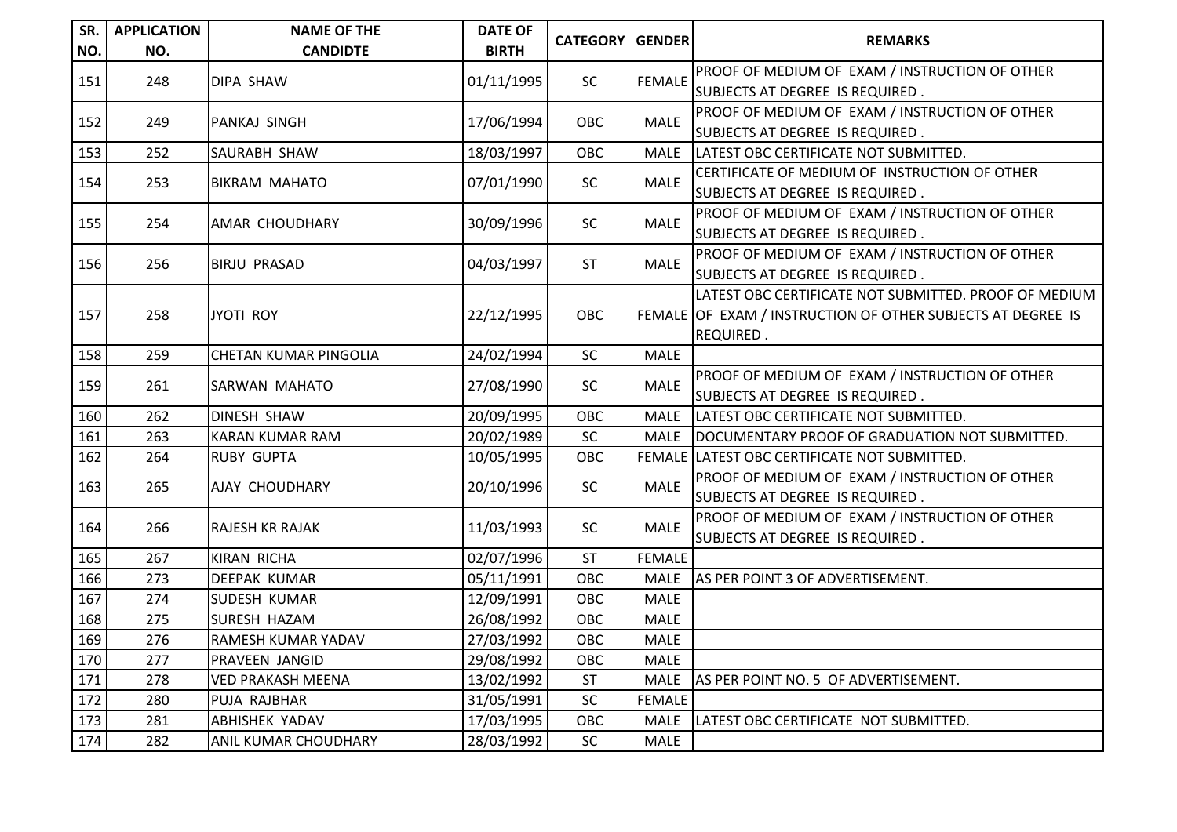| SR. NO. | APPLICATION NO. | NAME OF THE CANDIDTE | DATE OF BIRTH | CATEGORY | GENDER | REMARKS |
|---|---|---|---|---|---|---|
| 151 | 248 | DIPA SHAW | 01/11/1995 | SC | FEMALE | PROOF OF MEDIUM OF EXAM / INSTRUCTION OF OTHER SUBJECTS AT DEGREE IS REQUIRED . |
| 152 | 249 | PANKAJ SINGH | 17/06/1994 | OBC | MALE | PROOF OF MEDIUM OF EXAM / INSTRUCTION OF OTHER SUBJECTS AT DEGREE IS REQUIRED . |
| 153 | 252 | SAURABH SHAW | 18/03/1997 | OBC | MALE | LATEST OBC CERTIFICATE NOT SUBMITTED. |
| 154 | 253 | BIKRAM MAHATO | 07/01/1990 | SC | MALE | CERTIFICATE OF MEDIUM OF INSTRUCTION OF OTHER SUBJECTS AT DEGREE IS REQUIRED . |
| 155 | 254 | AMAR CHOUDHARY | 30/09/1996 | SC | MALE | PROOF OF MEDIUM OF EXAM / INSTRUCTION OF OTHER SUBJECTS AT DEGREE IS REQUIRED . |
| 156 | 256 | BIRJU PRASAD | 04/03/1997 | ST | MALE | PROOF OF MEDIUM OF EXAM / INSTRUCTION OF OTHER SUBJECTS AT DEGREE IS REQUIRED . |
| 157 | 258 | JYOTI ROY | 22/12/1995 | OBC | FEMALE | LATEST OBC CERTIFICATE NOT SUBMITTED. PROOF OF MEDIUM OF EXAM / INSTRUCTION OF OTHER SUBJECTS AT DEGREE IS REQUIRED . |
| 158 | 259 | CHETAN KUMAR PINGOLIA | 24/02/1994 | SC | MALE | |
| 159 | 261 | SARWAN MAHATO | 27/08/1990 | SC | MALE | PROOF OF MEDIUM OF EXAM / INSTRUCTION OF OTHER SUBJECTS AT DEGREE IS REQUIRED . |
| 160 | 262 | DINESH SHAW | 20/09/1995 | OBC | MALE | LATEST OBC CERTIFICATE NOT SUBMITTED. |
| 161 | 263 | KARAN KUMAR RAM | 20/02/1989 | SC | MALE | DOCUMENTARY PROOF OF GRADUATION NOT SUBMITTED. |
| 162 | 264 | RUBY GUPTA | 10/05/1995 | OBC | FEMALE | LATEST OBC CERTIFICATE NOT SUBMITTED. |
| 163 | 265 | AJAY CHOUDHARY | 20/10/1996 | SC | MALE | PROOF OF MEDIUM OF EXAM / INSTRUCTION OF OTHER SUBJECTS AT DEGREE IS REQUIRED . |
| 164 | 266 | RAJESH KR RAJAK | 11/03/1993 | SC | MALE | PROOF OF MEDIUM OF EXAM / INSTRUCTION OF OTHER SUBJECTS AT DEGREE IS REQUIRED . |
| 165 | 267 | KIRAN RICHA | 02/07/1996 | ST | FEMALE | |
| 166 | 273 | DEEPAK KUMAR | 05/11/1991 | OBC | MALE | AS PER POINT 3 OF ADVERTISEMENT. |
| 167 | 274 | SUDESH KUMAR | 12/09/1991 | OBC | MALE | |
| 168 | 275 | SURESH HAZAM | 26/08/1992 | OBC | MALE | |
| 169 | 276 | RAMESH KUMAR YADAV | 27/03/1992 | OBC | MALE | |
| 170 | 277 | PRAVEEN JANGID | 29/08/1992 | OBC | MALE | |
| 171 | 278 | VED PRAKASH MEENA | 13/02/1992 | ST | MALE | AS PER POINT NO. 5 OF ADVERTISEMENT. |
| 172 | 280 | PUJA RAJBHAR | 31/05/1991 | SC | FEMALE | |
| 173 | 281 | ABHISHEK YADAV | 17/03/1995 | OBC | MALE | LATEST OBC CERTIFICATE NOT SUBMITTED. |
| 174 | 282 | ANIL KUMAR CHOUDHARY | 28/03/1992 | SC | MALE | |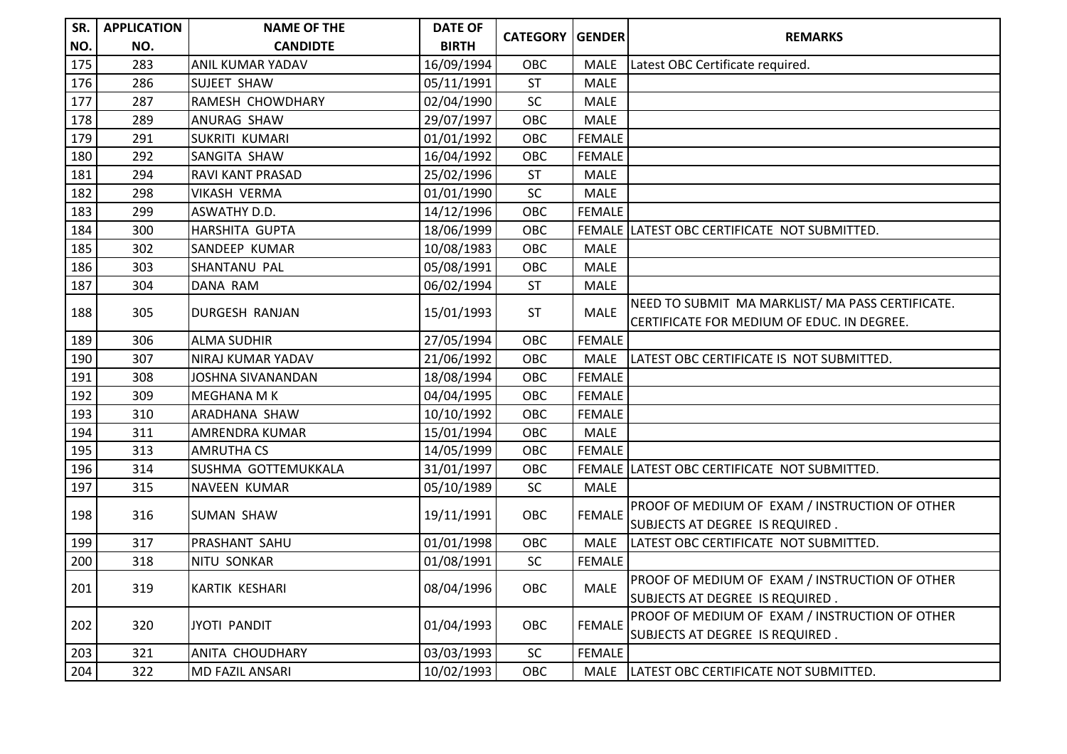| SR. NO. | APPLICATION NO. | NAME OF THE CANDIDTE | DATE OF BIRTH | CATEGORY | GENDER | REMARKS |
|---|---|---|---|---|---|---|
| 175 | 283 | ANIL KUMAR YADAV | 16/09/1994 | OBC | MALE | Latest OBC Certificate required. |
| 176 | 286 | SUJEET SHAW | 05/11/1991 | ST | MALE | |
| 177 | 287 | RAMESH CHOWDHARY | 02/04/1990 | SC | MALE | |
| 178 | 289 | ANURAG SHAW | 29/07/1997 | OBC | MALE | |
| 179 | 291 | SUKRITI KUMARI | 01/01/1992 | OBC | FEMALE | |
| 180 | 292 | SANGITA SHAW | 16/04/1992 | OBC | FEMALE | |
| 181 | 294 | RAVI KANT PRASAD | 25/02/1996 | ST | MALE | |
| 182 | 298 | VIKASH VERMA | 01/01/1990 | SC | MALE | |
| 183 | 299 | ASWATHY D.D. | 14/12/1996 | OBC | FEMALE | |
| 184 | 300 | HARSHITA GUPTA | 18/06/1999 | OBC | FEMALE | LATEST OBC CERTIFICATE NOT SUBMITTED. |
| 185 | 302 | SANDEEP KUMAR | 10/08/1983 | OBC | MALE | |
| 186 | 303 | SHANTANU PAL | 05/08/1991 | OBC | MALE | |
| 187 | 304 | DANA RAM | 06/02/1994 | ST | MALE | |
| 188 | 305 | DURGESH RANJAN | 15/01/1993 | ST | MALE | NEED TO SUBMIT MA MARKLIST/ MA PASS CERTIFICATE. CERTIFICATE FOR MEDIUM OF EDUC. IN DEGREE. |
| 189 | 306 | ALMA SUDHIR | 27/05/1994 | OBC | FEMALE | |
| 190 | 307 | NIRAJ KUMAR YADAV | 21/06/1992 | OBC | MALE | LATEST OBC CERTIFICATE IS NOT SUBMITTED. |
| 191 | 308 | JOSHNA SIVANANDAN | 18/08/1994 | OBC | FEMALE | |
| 192 | 309 | MEGHANA M K | 04/04/1995 | OBC | FEMALE | |
| 193 | 310 | ARADHANA SHAW | 10/10/1992 | OBC | FEMALE | |
| 194 | 311 | AMRENDRA KUMAR | 15/01/1994 | OBC | MALE | |
| 195 | 313 | AMRUTHA CS | 14/05/1999 | OBC | FEMALE | |
| 196 | 314 | SUSHMA GOTTEMUKKALA | 31/01/1997 | OBC | FEMALE | LATEST OBC CERTIFICATE NOT SUBMITTED. |
| 197 | 315 | NAVEEN KUMAR | 05/10/1989 | SC | MALE | |
| 198 | 316 | SUMAN SHAW | 19/11/1991 | OBC | FEMALE | PROOF OF MEDIUM OF EXAM / INSTRUCTION OF OTHER SUBJECTS AT DEGREE IS REQUIRED . |
| 199 | 317 | PRASHANT SAHU | 01/01/1998 | OBC | MALE | LATEST OBC CERTIFICATE NOT SUBMITTED. |
| 200 | 318 | NITU SONKAR | 01/08/1991 | SC | FEMALE | |
| 201 | 319 | KARTIK KESHARI | 08/04/1996 | OBC | MALE | PROOF OF MEDIUM OF EXAM / INSTRUCTION OF OTHER SUBJECTS AT DEGREE IS REQUIRED . |
| 202 | 320 | JYOTI PANDIT | 01/04/1993 | OBC | FEMALE | PROOF OF MEDIUM OF EXAM / INSTRUCTION OF OTHER SUBJECTS AT DEGREE IS REQUIRED . |
| 203 | 321 | ANITA CHOUDHARY | 03/03/1993 | SC | FEMALE | |
| 204 | 322 | MD FAZIL ANSARI | 10/02/1993 | OBC | MALE | LATEST OBC CERTIFICATE NOT SUBMITTED. |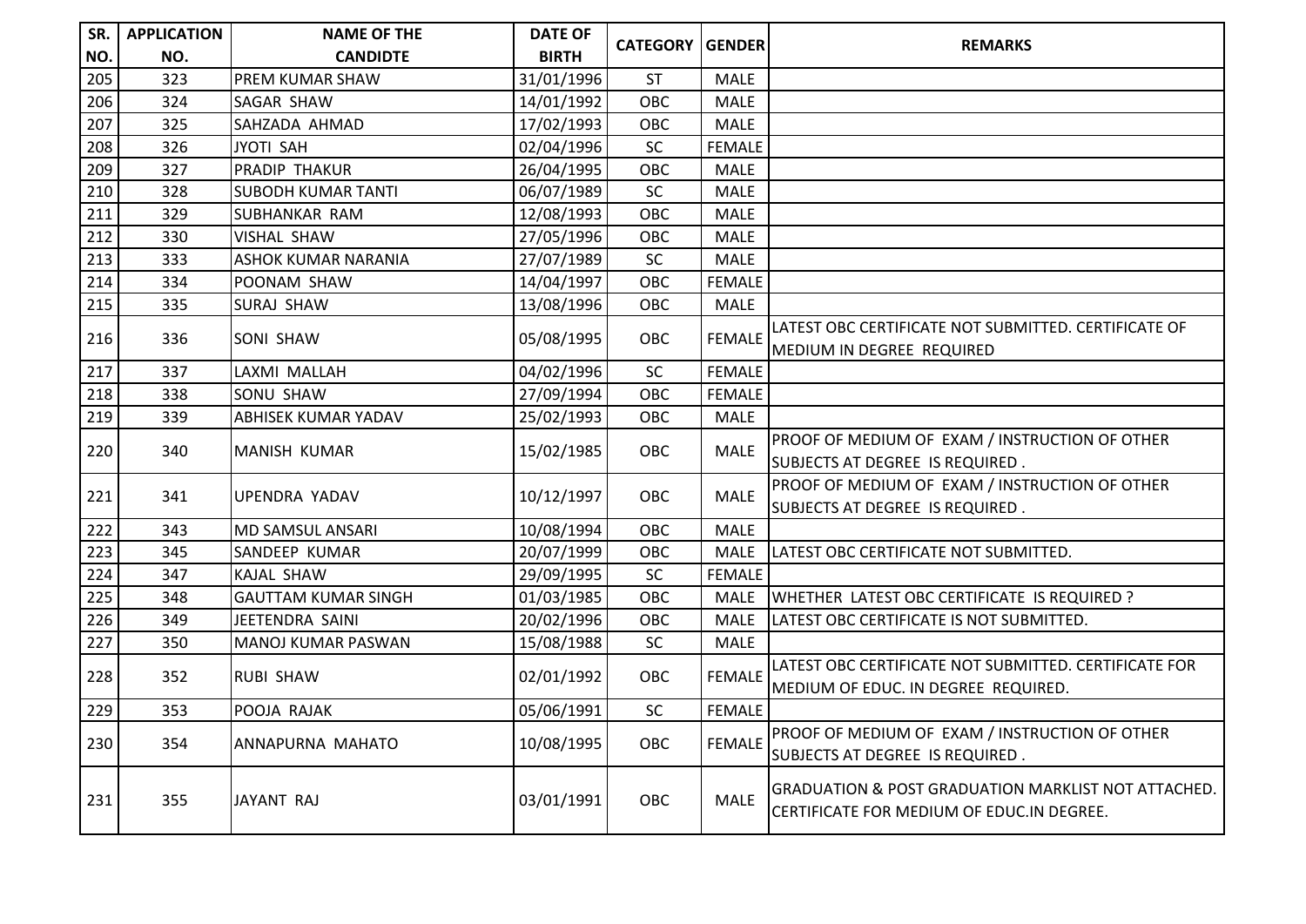| SR. NO. | APPLICATION NO. | NAME OF THE CANDIDTE | DATE OF BIRTH | CATEGORY | GENDER | REMARKS |
|---|---|---|---|---|---|---|
| 205 | 323 | PREM KUMAR SHAW | 31/01/1996 | ST | MALE | |
| 206 | 324 | SAGAR SHAW | 14/01/1992 | OBC | MALE | |
| 207 | 325 | SAHZADA AHMAD | 17/02/1993 | OBC | MALE | |
| 208 | 326 | JYOTI SAH | 02/04/1996 | SC | FEMALE | |
| 209 | 327 | PRADIP THAKUR | 26/04/1995 | OBC | MALE | |
| 210 | 328 | SUBODH KUMAR TANTI | 06/07/1989 | SC | MALE | |
| 211 | 329 | SUBHANKAR RAM | 12/08/1993 | OBC | MALE | |
| 212 | 330 | VISHAL SHAW | 27/05/1996 | OBC | MALE | |
| 213 | 333 | ASHOK KUMAR NARANIA | 27/07/1989 | SC | MALE | |
| 214 | 334 | POONAM SHAW | 14/04/1997 | OBC | FEMALE | |
| 215 | 335 | SURAJ SHAW | 13/08/1996 | OBC | MALE | |
| 216 | 336 | SONI SHAW | 05/08/1995 | OBC | FEMALE | LATEST OBC CERTIFICATE NOT SUBMITTED. CERTIFICATE OF MEDIUM IN DEGREE REQUIRED |
| 217 | 337 | LAXMI MALLAH | 04/02/1996 | SC | FEMALE | |
| 218 | 338 | SONU SHAW | 27/09/1994 | OBC | FEMALE | |
| 219 | 339 | ABHISEK KUMAR YADAV | 25/02/1993 | OBC | MALE | |
| 220 | 340 | MANISH KUMAR | 15/02/1985 | OBC | MALE | PROOF OF MEDIUM OF EXAM / INSTRUCTION OF OTHER SUBJECTS AT DEGREE IS REQUIRED . |
| 221 | 341 | UPENDRA YADAV | 10/12/1997 | OBC | MALE | PROOF OF MEDIUM OF EXAM / INSTRUCTION OF OTHER SUBJECTS AT DEGREE IS REQUIRED . |
| 222 | 343 | MD SAMSUL ANSARI | 10/08/1994 | OBC | MALE | |
| 223 | 345 | SANDEEP KUMAR | 20/07/1999 | OBC | MALE | LATEST OBC CERTIFICATE NOT SUBMITTED. |
| 224 | 347 | KAJAL SHAW | 29/09/1995 | SC | FEMALE | |
| 225 | 348 | GAUTTAM KUMAR SINGH | 01/03/1985 | OBC | MALE | WHETHER LATEST OBC CERTIFICATE IS REQUIRED ? |
| 226 | 349 | JEETENDRA SAINI | 20/02/1996 | OBC | MALE | LATEST OBC CERTIFICATE IS NOT SUBMITTED. |
| 227 | 350 | MANOJ KUMAR PASWAN | 15/08/1988 | SC | MALE | |
| 228 | 352 | RUBI SHAW | 02/01/1992 | OBC | FEMALE | LATEST OBC CERTIFICATE NOT SUBMITTED. CERTIFICATE FOR MEDIUM OF EDUC. IN DEGREE REQUIRED. |
| 229 | 353 | POOJA RAJAK | 05/06/1991 | SC | FEMALE | |
| 230 | 354 | ANNAPURNA MAHATO | 10/08/1995 | OBC | FEMALE | PROOF OF MEDIUM OF EXAM / INSTRUCTION OF OTHER SUBJECTS AT DEGREE IS REQUIRED . |
| 231 | 355 | JAYANT RAJ | 03/01/1991 | OBC | MALE | GRADUATION & POST GRADUATION MARKLIST NOT ATTACHED. CERTIFICATE FOR MEDIUM OF EDUC.IN DEGREE. |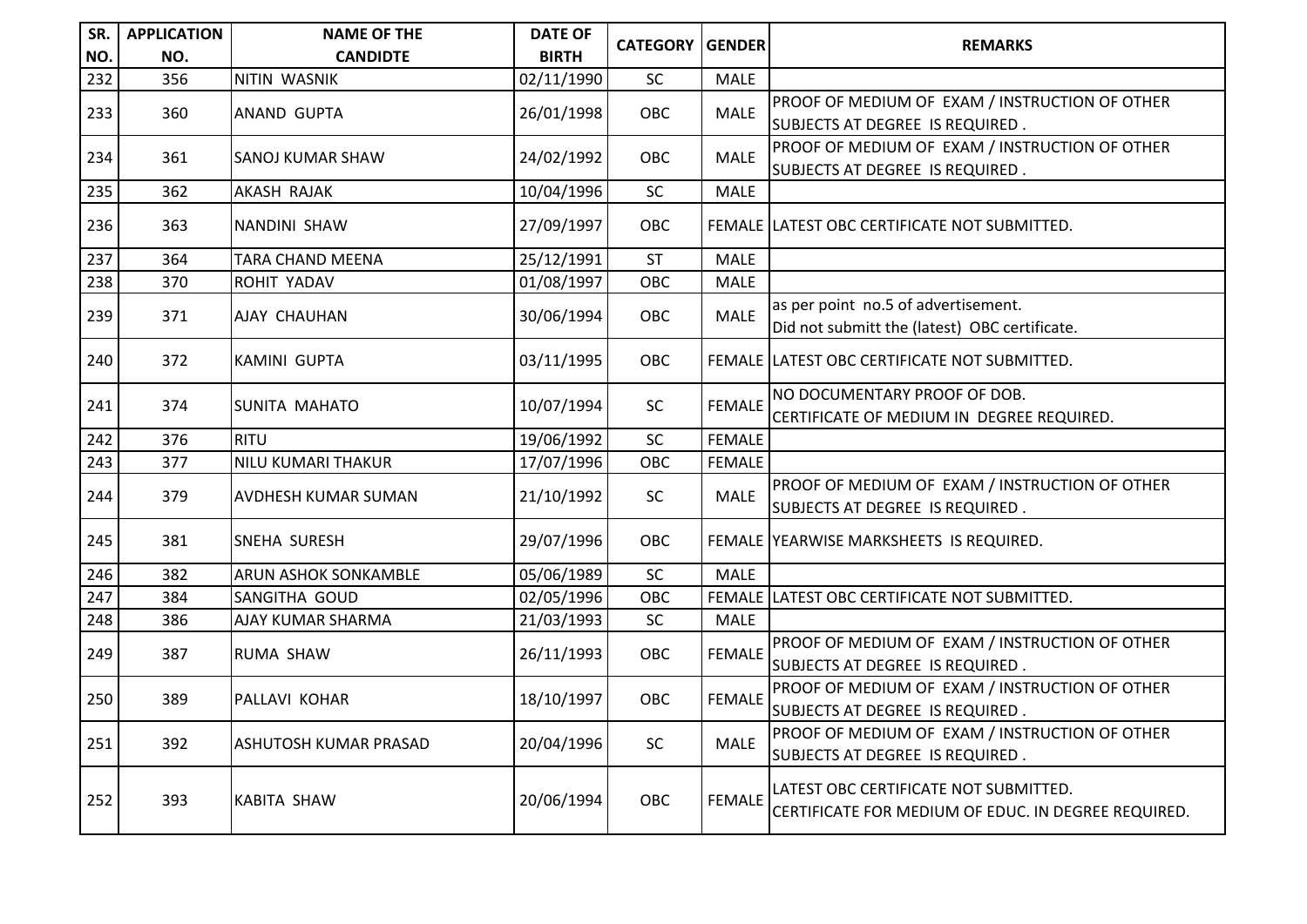| SR. NO. | APPLICATION NO. | NAME OF THE CANDIDTE | DATE OF BIRTH | CATEGORY | GENDER | REMARKS |
|---|---|---|---|---|---|---|
| 232 | 356 | NITIN WASNIK | 02/11/1990 | SC | MALE | |
| 233 | 360 | ANAND GUPTA | 26/01/1998 | OBC | MALE | PROOF OF MEDIUM OF EXAM / INSTRUCTION OF OTHER SUBJECTS AT DEGREE IS REQUIRED . |
| 234 | 361 | SANOJ KUMAR SHAW | 24/02/1992 | OBC | MALE | PROOF OF MEDIUM OF EXAM / INSTRUCTION OF OTHER SUBJECTS AT DEGREE IS REQUIRED . |
| 235 | 362 | AKASH RAJAK | 10/04/1996 | SC | MALE | |
| 236 | 363 | NANDINI SHAW | 27/09/1997 | OBC | FEMALE | LATEST OBC CERTIFICATE NOT SUBMITTED. |
| 237 | 364 | TARA CHAND MEENA | 25/12/1991 | ST | MALE | |
| 238 | 370 | ROHIT YADAV | 01/08/1997 | OBC | MALE | |
| 239 | 371 | AJAY CHAUHAN | 30/06/1994 | OBC | MALE | as per point no.5 of advertisement. Did not submitt the (latest) OBC certificate. |
| 240 | 372 | KAMINI GUPTA | 03/11/1995 | OBC | FEMALE | LATEST OBC CERTIFICATE NOT SUBMITTED. |
| 241 | 374 | SUNITA MAHATO | 10/07/1994 | SC | FEMALE | NO DOCUMENTARY PROOF OF DOB. CERTIFICATE OF MEDIUM IN DEGREE REQUIRED. |
| 242 | 376 | RITU | 19/06/1992 | SC | FEMALE | |
| 243 | 377 | NILU KUMARI THAKUR | 17/07/1996 | OBC | FEMALE | |
| 244 | 379 | AVDHESH KUMAR SUMAN | 21/10/1992 | SC | MALE | PROOF OF MEDIUM OF EXAM / INSTRUCTION OF OTHER SUBJECTS AT DEGREE IS REQUIRED . |
| 245 | 381 | SNEHA SURESH | 29/07/1996 | OBC | FEMALE | YEARWISE MARKSHEETS IS REQUIRED. |
| 246 | 382 | ARUN ASHOK SONKAMBLE | 05/06/1989 | SC | MALE | |
| 247 | 384 | SANGITHA GOUD | 02/05/1996 | OBC | FEMALE | LATEST OBC CERTIFICATE NOT SUBMITTED. |
| 248 | 386 | AJAY KUMAR SHARMA | 21/03/1993 | SC | MALE | |
| 249 | 387 | RUMA SHAW | 26/11/1993 | OBC | FEMALE | PROOF OF MEDIUM OF EXAM / INSTRUCTION OF OTHER SUBJECTS AT DEGREE IS REQUIRED . |
| 250 | 389 | PALLAVI KOHAR | 18/10/1997 | OBC | FEMALE | PROOF OF MEDIUM OF EXAM / INSTRUCTION OF OTHER SUBJECTS AT DEGREE IS REQUIRED . |
| 251 | 392 | ASHUTOSH KUMAR PRASAD | 20/04/1996 | SC | MALE | PROOF OF MEDIUM OF EXAM / INSTRUCTION OF OTHER SUBJECTS AT DEGREE IS REQUIRED . |
| 252 | 393 | KABITA SHAW | 20/06/1994 | OBC | FEMALE | LATEST OBC CERTIFICATE NOT SUBMITTED. CERTIFICATE FOR MEDIUM OF EDUC. IN DEGREE REQUIRED. |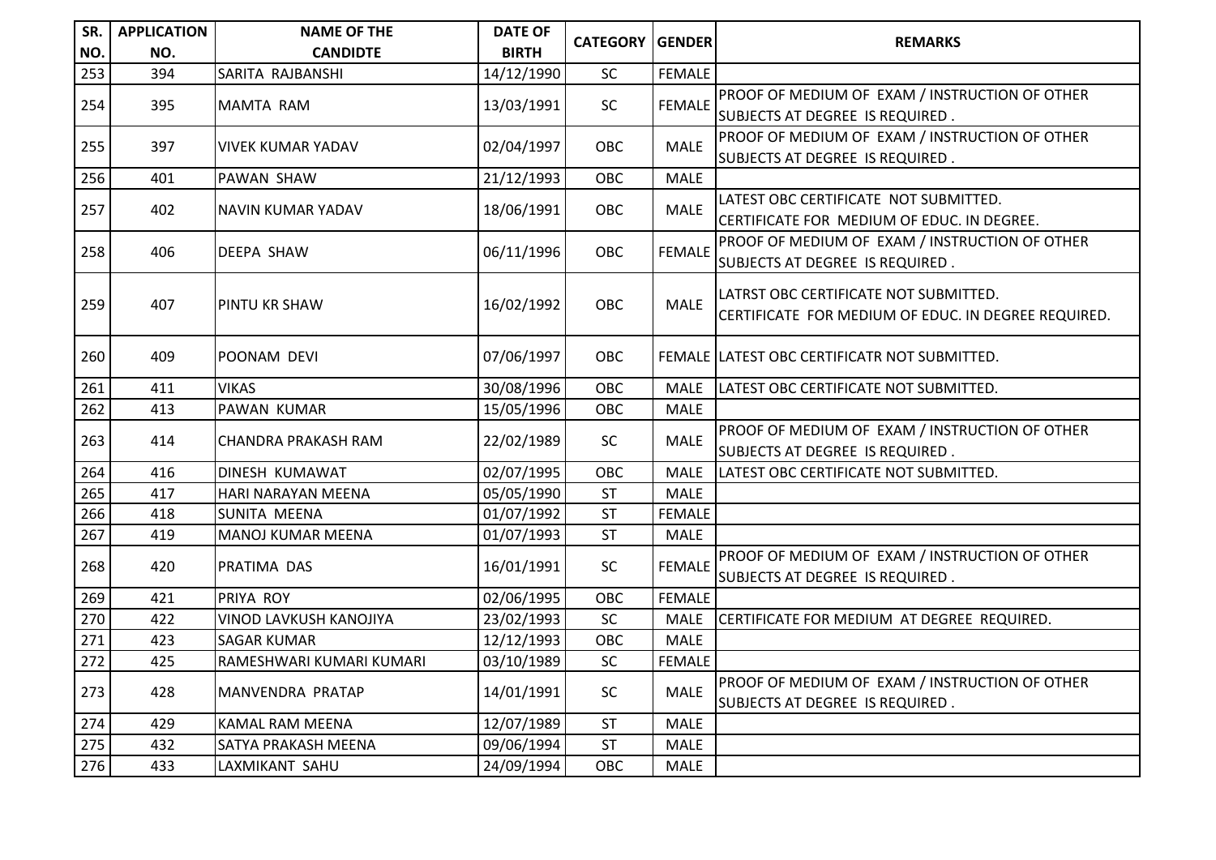| SR. NO. | APPLICATION NO. | NAME OF THE CANDIDTE | DATE OF BIRTH | CATEGORY | GENDER | REMARKS |
|---|---|---|---|---|---|---|
| 253 | 394 | SARITA RAJBANSHI | 14/12/1990 | SC | FEMALE | |
| 254 | 395 | MAMTA RAM | 13/03/1991 | SC | FEMALE | PROOF OF MEDIUM OF EXAM / INSTRUCTION OF OTHER SUBJECTS AT DEGREE IS REQUIRED . |
| 255 | 397 | VIVEK KUMAR YADAV | 02/04/1997 | OBC | MALE | PROOF OF MEDIUM OF EXAM / INSTRUCTION OF OTHER SUBJECTS AT DEGREE IS REQUIRED . |
| 256 | 401 | PAWAN SHAW | 21/12/1993 | OBC | MALE | |
| 257 | 402 | NAVIN KUMAR YADAV | 18/06/1991 | OBC | MALE | LATEST OBC CERTIFICATE NOT SUBMITTED. CERTIFICATE FOR MEDIUM OF EDUC. IN DEGREE. |
| 258 | 406 | DEEPA SHAW | 06/11/1996 | OBC | FEMALE | PROOF OF MEDIUM OF EXAM / INSTRUCTION OF OTHER SUBJECTS AT DEGREE IS REQUIRED . |
| 259 | 407 | PINTU KR SHAW | 16/02/1992 | OBC | MALE | LATRST OBC CERTIFICATE NOT SUBMITTED. CERTIFICATE FOR MEDIUM OF EDUC. IN DEGREE REQUIRED. |
| 260 | 409 | POONAM DEVI | 07/06/1997 | OBC | FEMALE | LATEST OBC CERTIFICATR NOT SUBMITTED. |
| 261 | 411 | VIKAS | 30/08/1996 | OBC | MALE | LATEST OBC CERTIFICATE NOT SUBMITTED. |
| 262 | 413 | PAWAN KUMAR | 15/05/1996 | OBC | MALE | |
| 263 | 414 | CHANDRA PRAKASH RAM | 22/02/1989 | SC | MALE | PROOF OF MEDIUM OF EXAM / INSTRUCTION OF OTHER SUBJECTS AT DEGREE IS REQUIRED . |
| 264 | 416 | DINESH KUMAWAT | 02/07/1995 | OBC | MALE | LATEST OBC CERTIFICATE NOT SUBMITTED. |
| 265 | 417 | HARI NARAYAN MEENA | 05/05/1990 | ST | MALE | |
| 266 | 418 | SUNITA MEENA | 01/07/1992 | ST | FEMALE | |
| 267 | 419 | MANOJ KUMAR MEENA | 01/07/1993 | ST | MALE | |
| 268 | 420 | PRATIMA DAS | 16/01/1991 | SC | FEMALE | PROOF OF MEDIUM OF EXAM / INSTRUCTION OF OTHER SUBJECTS AT DEGREE IS REQUIRED . |
| 269 | 421 | PRIYA ROY | 02/06/1995 | OBC | FEMALE | |
| 270 | 422 | VINOD LAVKUSH KANOJIYA | 23/02/1993 | SC | MALE | CERTIFICATE FOR MEDIUM AT DEGREE REQUIRED. |
| 271 | 423 | SAGAR KUMAR | 12/12/1993 | OBC | MALE | |
| 272 | 425 | RAMESHWARI KUMARI KUMARI | 03/10/1989 | SC | FEMALE | |
| 273 | 428 | MANVENDRA PRATAP | 14/01/1991 | SC | MALE | PROOF OF MEDIUM OF EXAM / INSTRUCTION OF OTHER SUBJECTS AT DEGREE IS REQUIRED . |
| 274 | 429 | KAMAL RAM MEENA | 12/07/1989 | ST | MALE | |
| 275 | 432 | SATYA PRAKASH MEENA | 09/06/1994 | ST | MALE | |
| 276 | 433 | LAXMIKANT SAHU | 24/09/1994 | OBC | MALE | |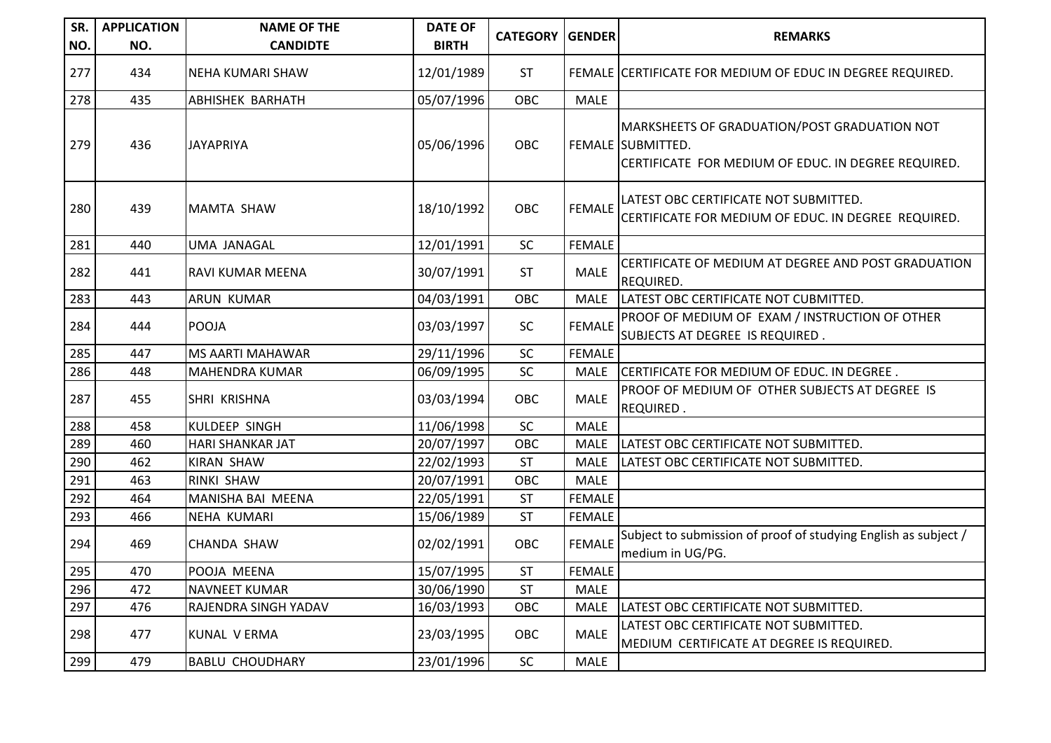| SR. NO. | APPLICATION NO. | NAME OF THE CANDIDTE | DATE OF BIRTH | CATEGORY | GENDER | REMARKS |
|---|---|---|---|---|---|---|
| 277 | 434 | NEHA KUMARI SHAW | 12/01/1989 | ST | FEMALE | CERTIFICATE FOR MEDIUM OF EDUC IN DEGREE REQUIRED. |
| 278 | 435 | ABHISHEK BARHATH | 05/07/1996 | OBC | MALE | |
| 279 | 436 | JAYAPRIYA | 05/06/1996 | OBC | FEMALE | MARKSHEETS OF GRADUATION/POST GRADUATION NOT SUBMITTED.<br>CERTIFICATE FOR MEDIUM OF EDUC. IN DEGREE REQUIRED. |
| 280 | 439 | MAMTA SHAW | 18/10/1992 | OBC | FEMALE | LATEST OBC CERTIFICATE NOT SUBMITTED.<br>CERTIFICATE FOR MEDIUM OF EDUC. IN DEGREE REQUIRED. |
| 281 | 440 | UMA JANAGAL | 12/01/1991 | SC | FEMALE | |
| 282 | 441 | RAVI KUMAR MEENA | 30/07/1991 | ST | MALE | CERTIFICATE OF MEDIUM AT DEGREE AND POST GRADUATION REQUIRED. |
| 283 | 443 | ARUN KUMAR | 04/03/1991 | OBC | MALE | LATEST OBC CERTIFICATE NOT CUBMITTED. |
| 284 | 444 | POOJA | 03/03/1997 | SC | FEMALE | PROOF OF MEDIUM OF EXAM / INSTRUCTION OF OTHER SUBJECTS AT DEGREE IS REQUIRED . |
| 285 | 447 | MS AARTI MAHAWAR | 29/11/1996 | SC | FEMALE | |
| 286 | 448 | MAHENDRA KUMAR | 06/09/1995 | SC | MALE | CERTIFICATE FOR MEDIUM OF EDUC. IN DEGREE . |
| 287 | 455 | SHRI KRISHNA | 03/03/1994 | OBC | MALE | PROOF OF MEDIUM OF OTHER SUBJECTS AT DEGREE IS REQUIRED . |
| 288 | 458 | KULDEEP SINGH | 11/06/1998 | SC | MALE | |
| 289 | 460 | HARI SHANKAR JAT | 20/07/1997 | OBC | MALE | LATEST OBC CERTIFICATE NOT SUBMITTED. |
| 290 | 462 | KIRAN SHAW | 22/02/1993 | ST | MALE | LATEST OBC CERTIFICATE NOT SUBMITTED. |
| 291 | 463 | RINKI SHAW | 20/07/1991 | OBC | MALE | |
| 292 | 464 | MANISHA BAI MEENA | 22/05/1991 | ST | FEMALE | |
| 293 | 466 | NEHA KUMARI | 15/06/1989 | ST | FEMALE | |
| 294 | 469 | CHANDA SHAW | 02/02/1991 | OBC | FEMALE | Subject to submission of proof of studying English as subject / medium in UG/PG. |
| 295 | 470 | POOJA MEENA | 15/07/1995 | ST | FEMALE | |
| 296 | 472 | NAVNEET KUMAR | 30/06/1990 | ST | MALE | |
| 297 | 476 | RAJENDRA SINGH YADAV | 16/03/1993 | OBC | MALE | LATEST OBC CERTIFICATE NOT SUBMITTED. |
| 298 | 477 | KUNAL V ERMA | 23/03/1995 | OBC | MALE | LATEST OBC CERTIFICATE NOT SUBMITTED.<br>MEDIUM CERTIFICATE AT DEGREE IS REQUIRED. |
| 299 | 479 | BABLU CHOUDHARY | 23/01/1996 | SC | MALE | |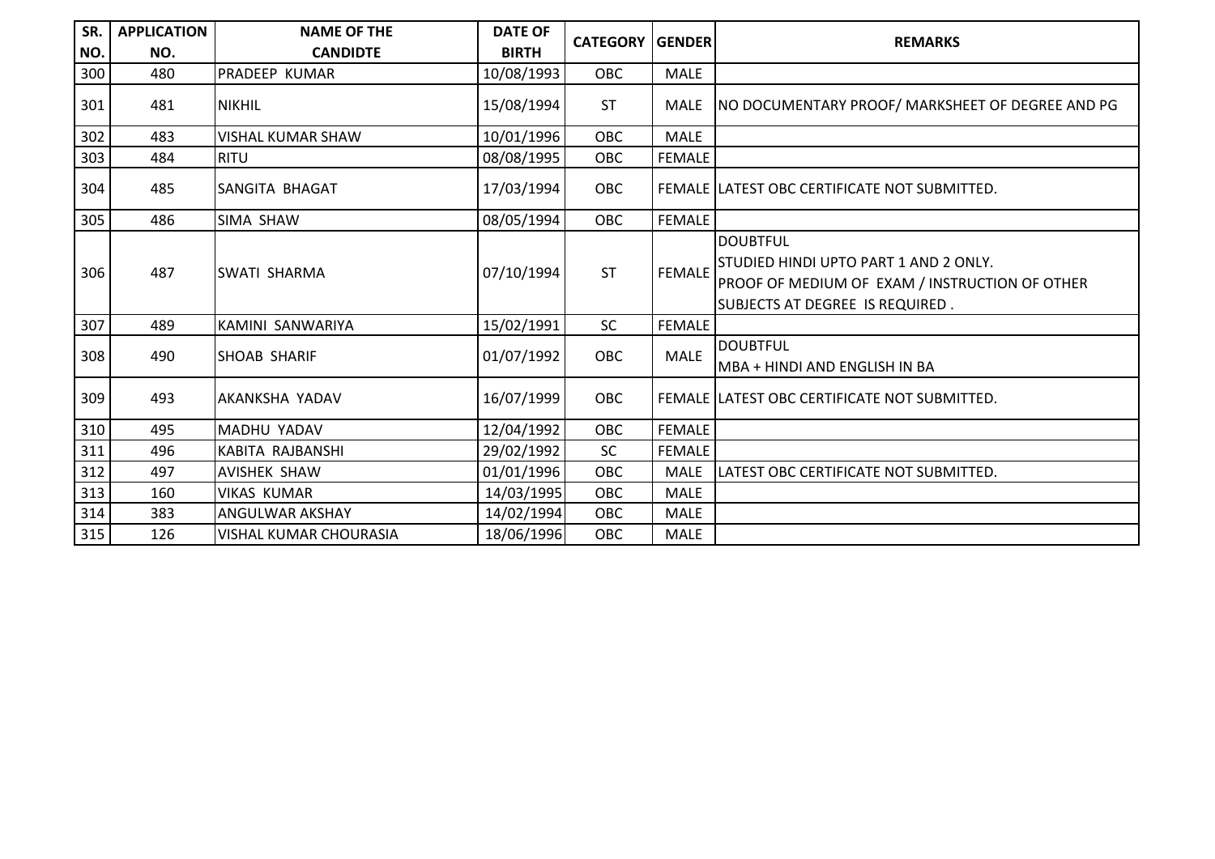| SR. NO. | APPLICATION NO. | NAME OF THE CANDIDTE | DATE OF BIRTH | CATEGORY | GENDER | REMARKS |
|---|---|---|---|---|---|---|
| 300 | 480 | PRADEEP KUMAR | 10/08/1993 | OBC | MALE | |
| 301 | 481 | NIKHIL | 15/08/1994 | ST | MALE | NO DOCUMENTARY PROOF/ MARKSHEET OF DEGREE AND PG |
| 302 | 483 | VISHAL KUMAR SHAW | 10/01/1996 | OBC | MALE | |
| 303 | 484 | RITU | 08/08/1995 | OBC | FEMALE | |
| 304 | 485 | SANGITA BHAGAT | 17/03/1994 | OBC | FEMALE | LATEST OBC CERTIFICATE NOT SUBMITTED. |
| 305 | 486 | SIMA SHAW | 08/05/1994 | OBC | FEMALE | |
| 306 | 487 | SWATI SHARMA | 07/10/1994 | ST | FEMALE | DOUBTFUL<br>STUDIED HINDI UPTO PART 1 AND 2 ONLY.<br>PROOF OF MEDIUM OF EXAM / INSTRUCTION OF OTHER SUBJECTS AT DEGREE IS REQUIRED . |
| 307 | 489 | KAMINI SANWARIYA | 15/02/1991 | SC | FEMALE | |
| 308 | 490 | SHOAB SHARIF | 01/07/1992 | OBC | MALE | DOUBTFUL<br>MBA + HINDI AND ENGLISH IN BA |
| 309 | 493 | AKANKSHA YADAV | 16/07/1999 | OBC | FEMALE | LATEST OBC CERTIFICATE NOT SUBMITTED. |
| 310 | 495 | MADHU YADAV | 12/04/1992 | OBC | FEMALE | |
| 311 | 496 | KABITA RAJBANSHI | 29/02/1992 | SC | FEMALE | |
| 312 | 497 | AVISHEK SHAW | 01/01/1996 | OBC | MALE | LATEST OBC CERTIFICATE NOT SUBMITTED. |
| 313 | 160 | VIKAS KUMAR | 14/03/1995 | OBC | MALE | |
| 314 | 383 | ANGULWAR AKSHAY | 14/02/1994 | OBC | MALE | |
| 315 | 126 | VISHAL KUMAR CHOURASIA | 18/06/1996 | OBC | MALE | |